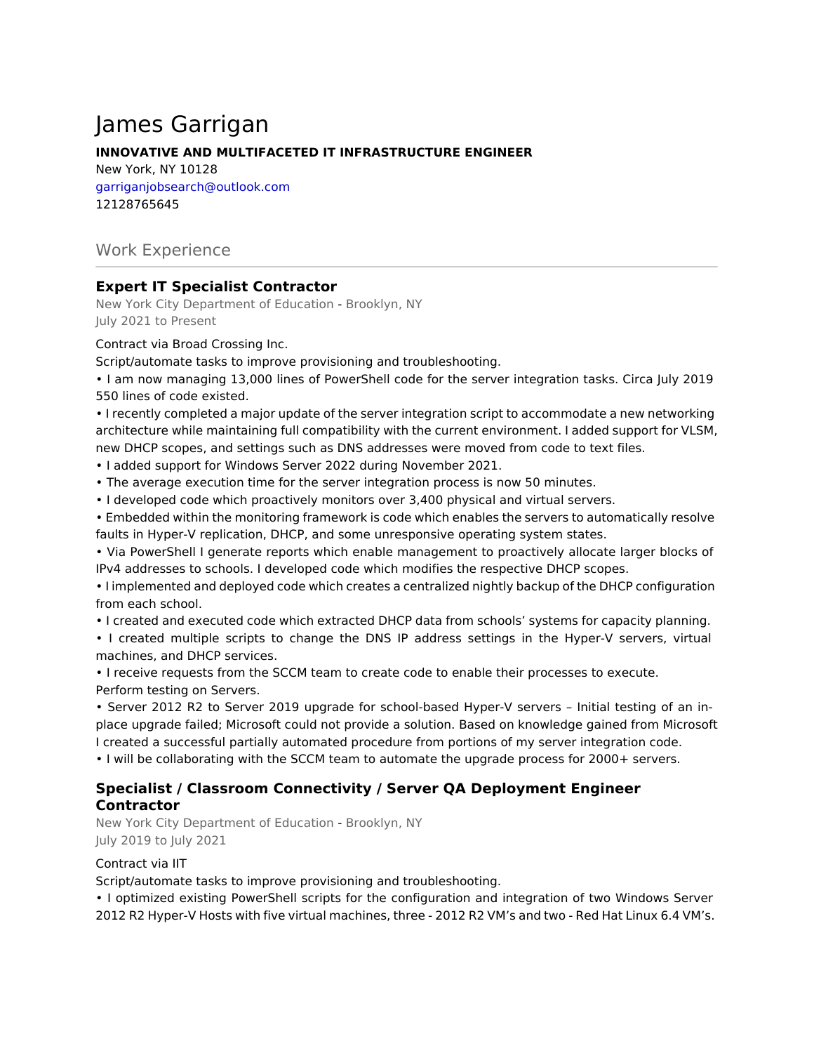# James Garrigan

**INNOVATIVE AND MULTIFACETED IT INFRASTRUCTURE ENGINEER**

New York, NY 10128
garriganjobsearch@outlook.com
12128765645

## Work Experience

### Expert IT Specialist Contractor

New York City Department of Education - Brooklyn, NY
July 2021 to Present

Contract via Broad Crossing Inc.
Script/automate tasks to improve provisioning and troubleshooting.
• I am now managing 13,000 lines of PowerShell code for the server integration tasks. Circa July 2019 550 lines of code existed.
• I recently completed a major update of the server integration script to accommodate a new networking architecture while maintaining full compatibility with the current environment. I added support for VLSM, new DHCP scopes, and settings such as DNS addresses were moved from code to text files.
• I added support for Windows Server 2022 during November 2021.
• The average execution time for the server integration process is now 50 minutes.
• I developed code which proactively monitors over 3,400 physical and virtual servers.
• Embedded within the monitoring framework is code which enables the servers to automatically resolve faults in Hyper-V replication, DHCP, and some unresponsive operating system states.
• Via PowerShell I generate reports which enable management to proactively allocate larger blocks of IPv4 addresses to schools. I developed code which modifies the respective DHCP scopes.
• I implemented and deployed code which creates a centralized nightly backup of the DHCP configuration from each school.
• I created and executed code which extracted DHCP data from schools' systems for capacity planning.
• I created multiple scripts to change the DNS IP address settings in the Hyper-V servers, virtual machines, and DHCP services.
• I receive requests from the SCCM team to create code to enable their processes to execute.
Perform testing on Servers.
• Server 2012 R2 to Server 2019 upgrade for school-based Hyper-V servers – Initial testing of an in-place upgrade failed; Microsoft could not provide a solution. Based on knowledge gained from Microsoft I created a successful partially automated procedure from portions of my server integration code.
• I will be collaborating with the SCCM team to automate the upgrade process for 2000+ servers.

### Specialist / Classroom Connectivity / Server QA Deployment Engineer Contractor

New York City Department of Education - Brooklyn, NY
July 2019 to July 2021

Contract via IIT
Script/automate tasks to improve provisioning and troubleshooting.
• I optimized existing PowerShell scripts for the configuration and integration of two Windows Server 2012 R2 Hyper-V Hosts with five virtual machines, three - 2012 R2 VM's and two - Red Hat Linux 6.4 VM's.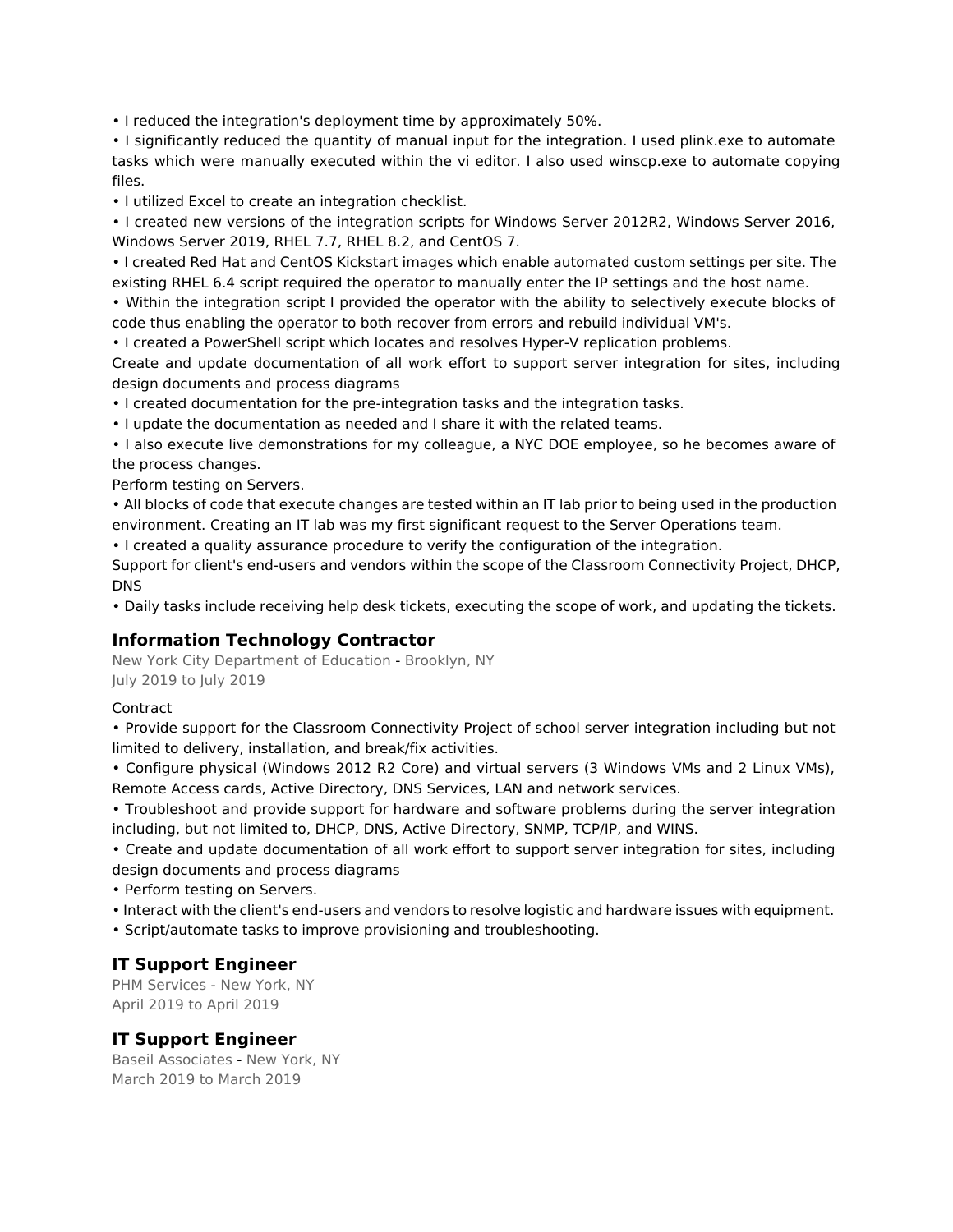• I reduced the integration's deployment time by approximately 50%.
• I significantly reduced the quantity of manual input for the integration. I used plink.exe to automate tasks which were manually executed within the vi editor. I also used winscp.exe to automate copying files.
• I utilized Excel to create an integration checklist.
• I created new versions of the integration scripts for Windows Server 2012R2, Windows Server 2016, Windows Server 2019, RHEL 7.7, RHEL 8.2, and CentOS 7.
• I created Red Hat and CentOS Kickstart images which enable automated custom settings per site. The existing RHEL 6.4 script required the operator to manually enter the IP settings and the host name.
• Within the integration script I provided the operator with the ability to selectively execute blocks of code thus enabling the operator to both recover from errors and rebuild individual VM's.
• I created a PowerShell script which locates and resolves Hyper-V replication problems.
Create and update documentation of all work effort to support server integration for sites, including design documents and process diagrams
• I created documentation for the pre-integration tasks and the integration tasks.
• I update the documentation as needed and I share it with the related teams.
• I also execute live demonstrations for my colleague, a NYC DOE employee, so he becomes aware of the process changes.
Perform testing on Servers.
• All blocks of code that execute changes are tested within an IT lab prior to being used in the production environment. Creating an IT lab was my first significant request to the Server Operations team.
• I created a quality assurance procedure to verify the configuration of the integration.
Support for client's end-users and vendors within the scope of the Classroom Connectivity Project, DHCP, DNS
• Daily tasks include receiving help desk tickets, executing the scope of work, and updating the tickets.

### Information Technology Contractor

New York City Department of Education - Brooklyn, NY
July 2019 to July 2019

Contract
• Provide support for the Classroom Connectivity Project of school server integration including but not limited to delivery, installation, and break/fix activities.
• Configure physical (Windows 2012 R2 Core) and virtual servers (3 Windows VMs and 2 Linux VMs), Remote Access cards, Active Directory, DNS Services, LAN and network services.
• Troubleshoot and provide support for hardware and software problems during the server integration including, but not limited to, DHCP, DNS, Active Directory, SNMP, TCP/IP, and WINS.
• Create and update documentation of all work effort to support server integration for sites, including design documents and process diagrams
• Perform testing on Servers.
• Interact with the client's end-users and vendors to resolve logistic and hardware issues with equipment.
• Script/automate tasks to improve provisioning and troubleshooting.

### IT Support Engineer

PHM Services - New York, NY
April 2019 to April 2019

### IT Support Engineer

Baseil Associates - New York, NY
March 2019 to March 2019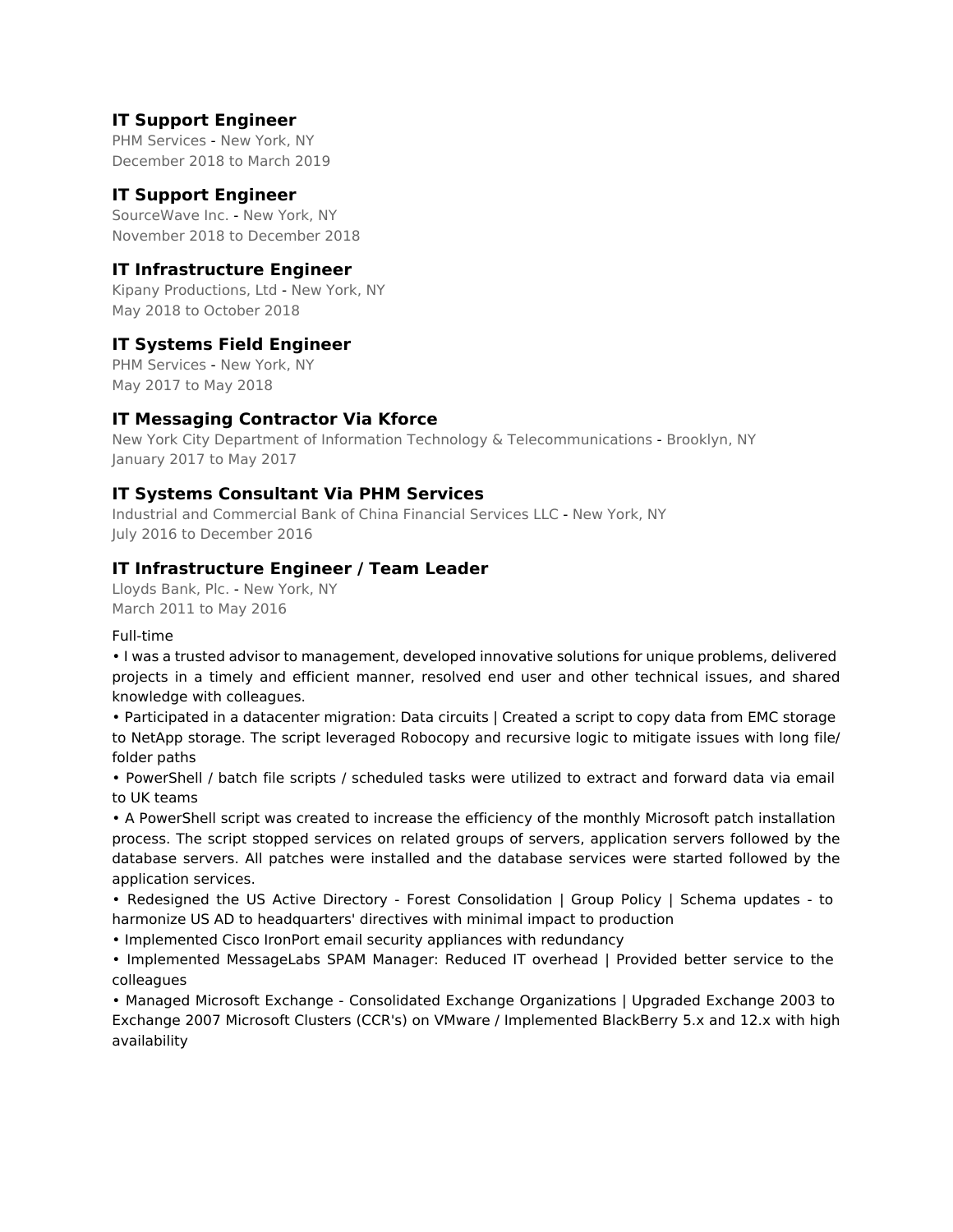### IT Support Engineer

PHM Services - New York, NY
December 2018 to March 2019

### IT Support Engineer

SourceWave Inc. - New York, NY
November 2018 to December 2018

### IT Infrastructure Engineer

Kipany Productions, Ltd - New York, NY
May 2018 to October 2018

### IT Systems Field Engineer

PHM Services - New York, NY
May 2017 to May 2018

### IT Messaging Contractor Via Kforce

New York City Department of Information Technology & Telecommunications - Brooklyn, NY
January 2017 to May 2017

### IT Systems Consultant Via PHM Services

Industrial and Commercial Bank of China Financial Services LLC - New York, NY
July 2016 to December 2016

### IT Infrastructure Engineer / Team Leader

Lloyds Bank, Plc. - New York, NY
March 2011 to May 2016

Full-time

- I was a trusted advisor to management, developed innovative solutions for unique problems, delivered projects in a timely and efficient manner, resolved end user and other technical issues, and shared knowledge with colleagues.
- Participated in a datacenter migration: Data circuits | Created a script to copy data from EMC storage to NetApp storage. The script leveraged Robocopy and recursive logic to mitigate issues with long file/ folder paths
- PowerShell / batch file scripts / scheduled tasks were utilized to extract and forward data via email to UK teams
- A PowerShell script was created to increase the efficiency of the monthly Microsoft patch installation process. The script stopped services on related groups of servers, application servers followed by the database servers. All patches were installed and the database services were started followed by the application services.
- Redesigned the US Active Directory - Forest Consolidation | Group Policy | Schema updates - to harmonize US AD to headquarters' directives with minimal impact to production
- Implemented Cisco IronPort email security appliances with redundancy
- Implemented MessageLabs SPAM Manager: Reduced IT overhead | Provided better service to the colleagues
- Managed Microsoft Exchange - Consolidated Exchange Organizations | Upgraded Exchange 2003 to Exchange 2007 Microsoft Clusters (CCR's) on VMware / Implemented BlackBerry 5.x and 12.x with high availability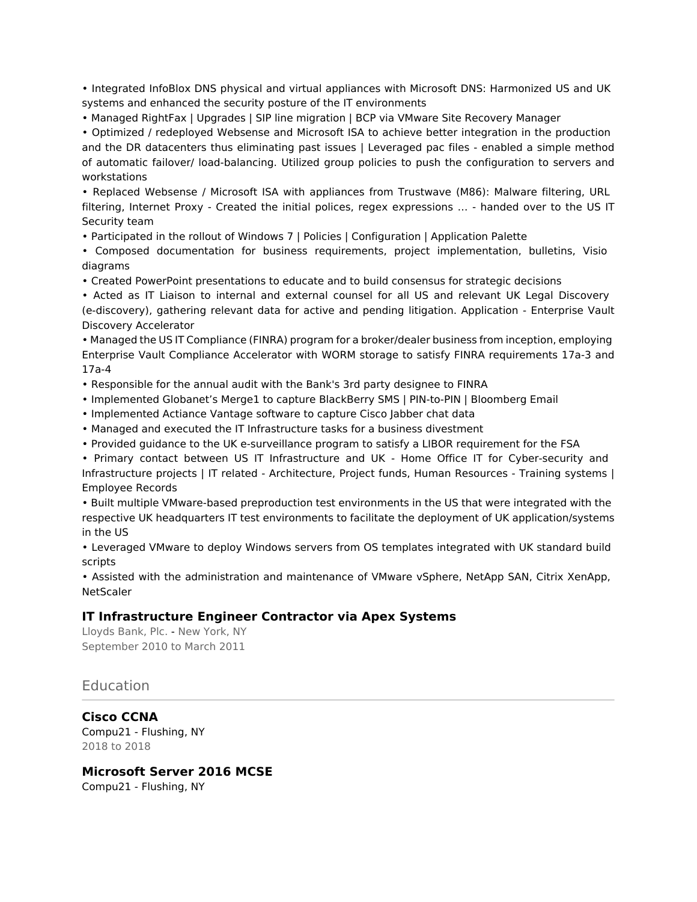- Integrated InfoBlox DNS physical and virtual appliances with Microsoft DNS: Harmonized US and UK systems and enhanced the security posture of the IT environments
- Managed RightFax | Upgrades | SIP line migration | BCP via VMware Site Recovery Manager
- Optimized / redeployed Websense and Microsoft ISA to achieve better integration in the production and the DR datacenters thus eliminating past issues | Leveraged pac files - enabled a simple method of automatic failover/ load-balancing. Utilized group policies to push the configuration to servers and workstations
- Replaced Websense / Microsoft ISA with appliances from Trustwave (M86): Malware filtering, URL filtering, Internet Proxy - Created the initial polices, regex expressions ... - handed over to the US IT Security team
- Participated in the rollout of Windows 7 | Policies | Configuration | Application Palette
- Composed documentation for business requirements, project implementation, bulletins, Visio diagrams
- Created PowerPoint presentations to educate and to build consensus for strategic decisions
- Acted as IT Liaison to internal and external counsel for all US and relevant UK Legal Discovery (e-discovery), gathering relevant data for active and pending litigation. Application - Enterprise Vault Discovery Accelerator
- Managed the US IT Compliance (FINRA) program for a broker/dealer business from inception, employing Enterprise Vault Compliance Accelerator with WORM storage to satisfy FINRA requirements 17a-3 and 17a-4
- Responsible for the annual audit with the Bank's 3rd party designee to FINRA
- Implemented Globanet's Merge1 to capture BlackBerry SMS | PIN-to-PIN | Bloomberg Email
- Implemented Actiance Vantage software to capture Cisco Jabber chat data
- Managed and executed the IT Infrastructure tasks for a business divestment
- Provided guidance to the UK e-surveillance program to satisfy a LIBOR requirement for the FSA
- Primary contact between US IT Infrastructure and UK - Home Office IT for Cyber-security and Infrastructure projects | IT related - Architecture, Project funds, Human Resources - Training systems | Employee Records
- Built multiple VMware-based preproduction test environments in the US that were integrated with the respective UK headquarters IT test environments to facilitate the deployment of UK application/systems in the US
- Leveraged VMware to deploy Windows servers from OS templates integrated with UK standard build scripts
- Assisted with the administration and maintenance of VMware vSphere, NetApp SAN, Citrix XenApp, NetScaler

### IT Infrastructure Engineer Contractor via Apex Systems

Lloyds Bank, Plc. - New York, NY
September 2010 to March 2011

## Education

### Cisco CCNA

Compu21 - Flushing, NY
2018 to 2018

### Microsoft Server 2016 MCSE

Compu21 - Flushing, NY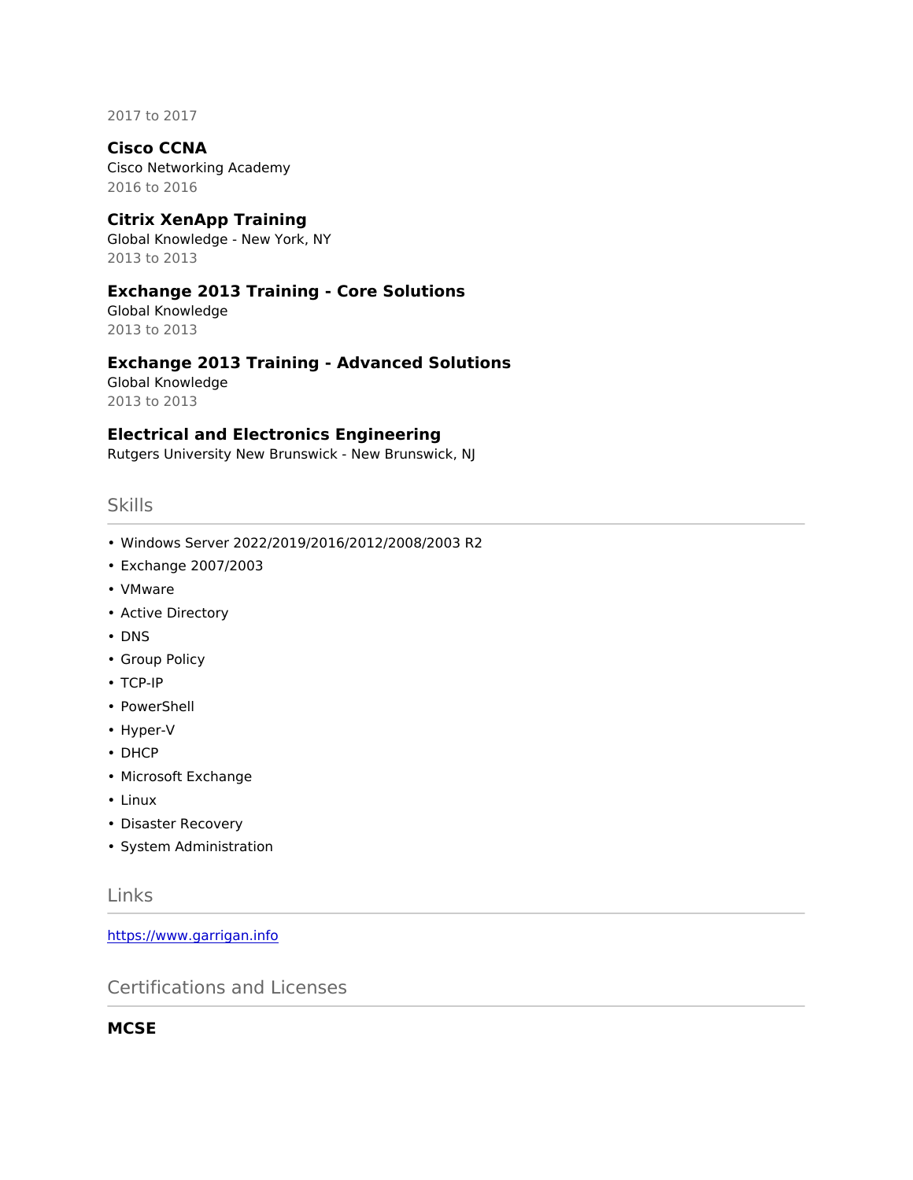2017 to 2017

**Cisco CCNA**
Cisco Networking Academy
2016 to 2016

**Citrix XenApp Training**
Global Knowledge - New York, NY
2013 to 2013

**Exchange 2013 Training - Core Solutions**
Global Knowledge
2013 to 2013

**Exchange 2013 Training - Advanced Solutions**
Global Knowledge
2013 to 2013

**Electrical and Electronics Engineering**
Rutgers University New Brunswick - New Brunswick, NJ

## Skills

- Windows Server 2022/2019/2016/2012/2008/2003 R2
- Exchange 2007/2003
- VMware
- Active Directory
- DNS
- Group Policy
- TCP-IP
- PowerShell
- Hyper-V
- DHCP
- Microsoft Exchange
- Linux
- Disaster Recovery
- System Administration

## Links

https://www.garrigan.info

## Certifications and Licenses

**MCSE**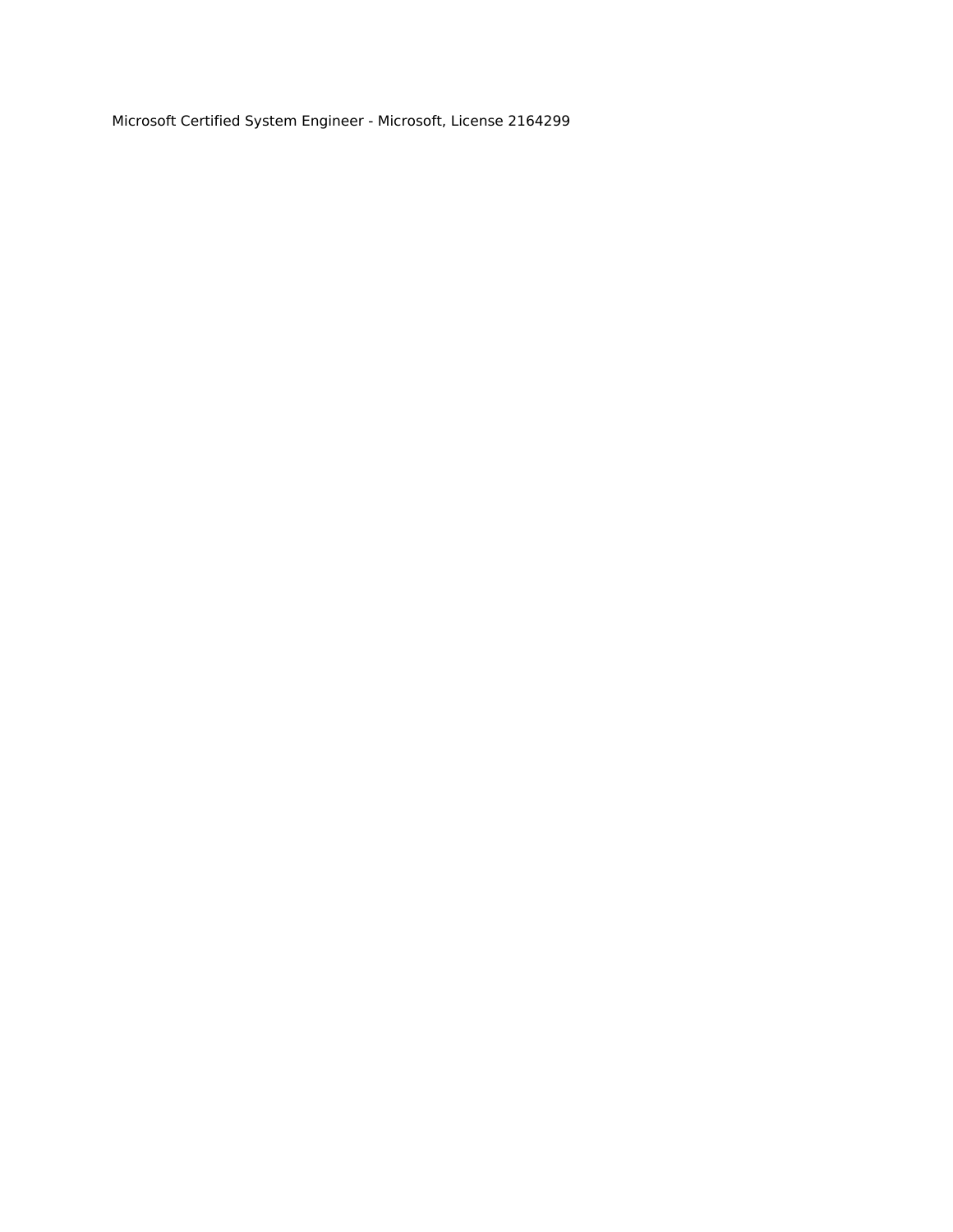Microsoft Certified System Engineer - Microsoft, License 2164299